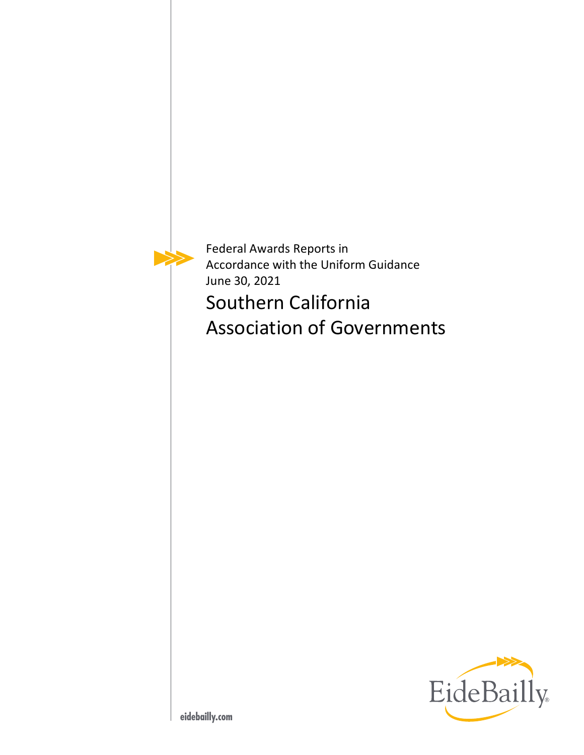Federal Awards Reports in Accordance with the Uniform Guidance
June 30, 2021

# Southern California Association of Governments

EideBailly

eidebailly.com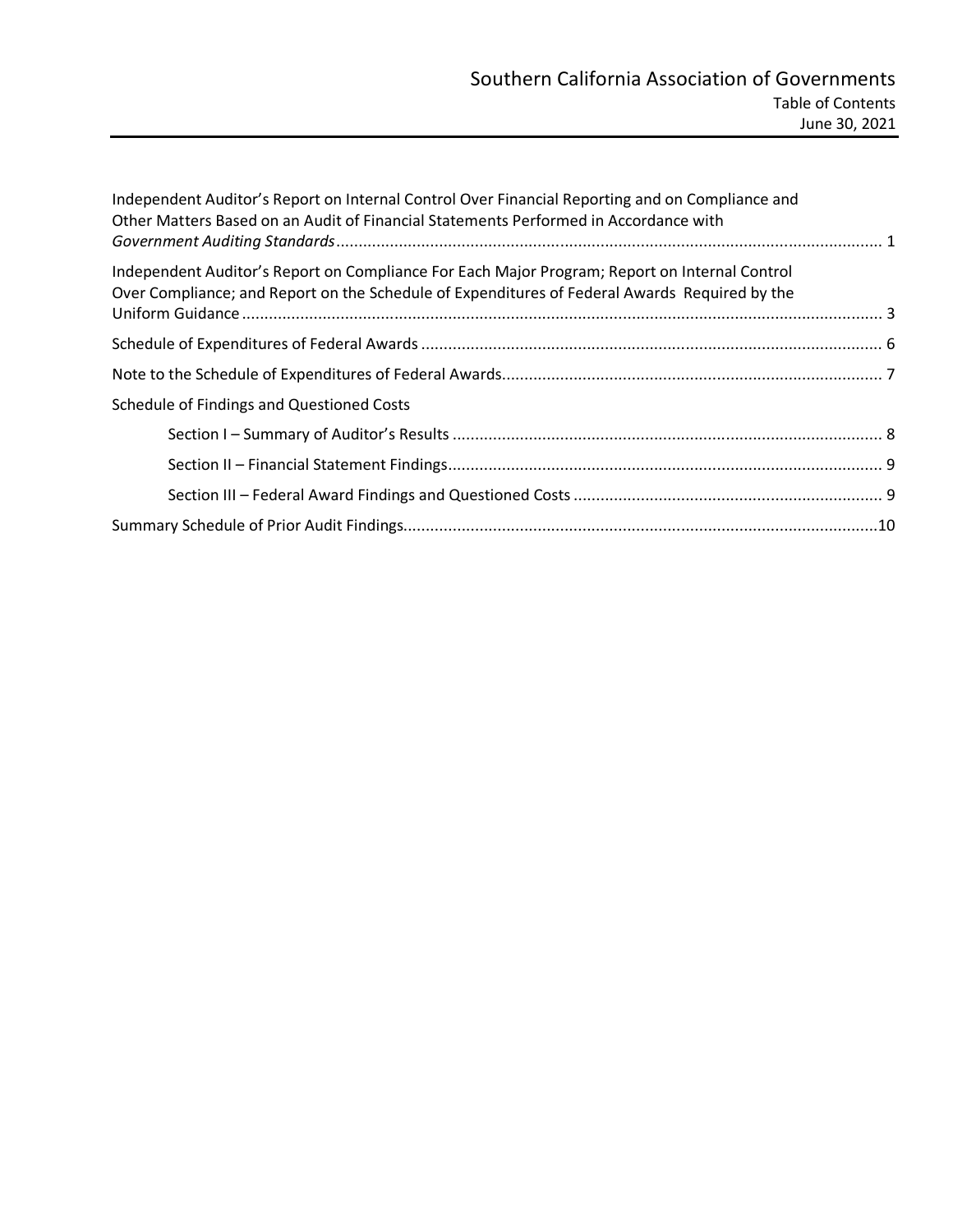# Southern California Association of Governments

Table of Contents
June 30, 2021

| | |
|---|---|
| Independent Auditor's Report on Internal Control Over Financial Reporting and on Compliance and Other Matters Based on an Audit of Financial Statements Performed in Accordance with *Government Auditing Standards* | 1 |
| Independent Auditor's Report on Compliance For Each Major Program; Report on Internal Control Over Compliance; and Report on the Schedule of Expenditures of Federal Awards Required by the Uniform Guidance | 3 |
| Schedule of Expenditures of Federal Awards | 6 |
| Note to the Schedule of Expenditures of Federal Awards | 7 |
| Schedule of Findings and Questioned Costs | |
| Section I – Summary of Auditor's Results | 8 |
| Section II – Financial Statement Findings | 9 |
| Section III – Federal Award Findings and Questioned Costs | 9 |
| Summary Schedule of Prior Audit Findings | 10 |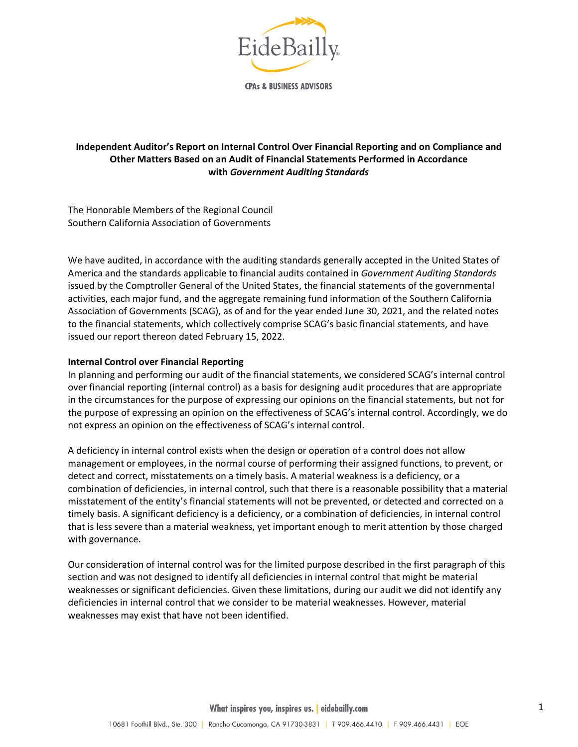**Independent Auditor's Report on Internal Control Over Financial Reporting and on Compliance and Other Matters Based on an Audit of Financial Statements Performed in Accordance with *Government Auditing Standards***

The Honorable Members of the Regional Council
Southern California Association of Governments

We have audited, in accordance with the auditing standards generally accepted in the United States of America and the standards applicable to financial audits contained in *Government Auditing Standards* issued by the Comptroller General of the United States, the financial statements of the governmental activities, each major fund, and the aggregate remaining fund information of the Southern California Association of Governments (SCAG), as of and for the year ended June 30, 2021, and the related notes to the financial statements, which collectively comprise SCAG's basic financial statements, and have issued our report thereon dated February 15, 2022.

**Internal Control over Financial Reporting**

In planning and performing our audit of the financial statements, we considered SCAG's internal control over financial reporting (internal control) as a basis for designing audit procedures that are appropriate in the circumstances for the purpose of expressing our opinions on the financial statements, but not for the purpose of expressing an opinion on the effectiveness of SCAG's internal control. Accordingly, we do not express an opinion on the effectiveness of SCAG's internal control.

A deficiency in internal control exists when the design or operation of a control does not allow management or employees, in the normal course of performing their assigned functions, to prevent, or detect and correct, misstatements on a timely basis. A material weakness is a deficiency, or a combination of deficiencies, in internal control, such that there is a reasonable possibility that a material misstatement of the entity's financial statements will not be prevented, or detected and corrected on a timely basis. A significant deficiency is a deficiency, or a combination of deficiencies, in internal control that is less severe than a material weakness, yet important enough to merit attention by those charged with governance.

Our consideration of internal control was for the limited purpose described in the first paragraph of this section and was not designed to identify all deficiencies in internal control that might be material weaknesses or significant deficiencies. Given these limitations, during our audit we did not identify any deficiencies in internal control that we consider to be material weaknesses. However, material weaknesses may exist that have not been identified.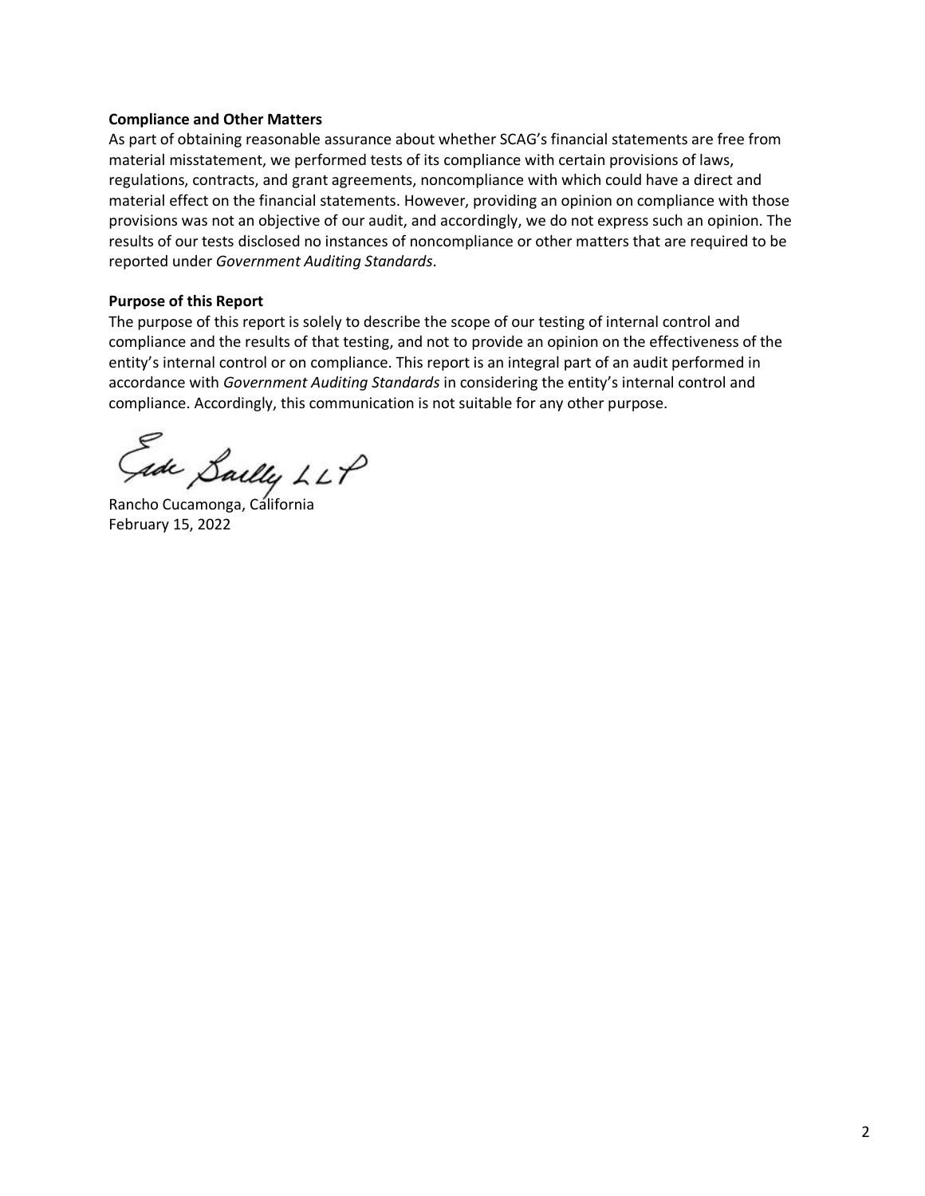**Compliance and Other Matters**

As part of obtaining reasonable assurance about whether SCAG's financial statements are free from material misstatement, we performed tests of its compliance with certain provisions of laws, regulations, contracts, and grant agreements, noncompliance with which could have a direct and material effect on the financial statements. However, providing an opinion on compliance with those provisions was not an objective of our audit, and accordingly, we do not express such an opinion. The results of our tests disclosed no instances of noncompliance or other matters that are required to be reported under *Government Auditing Standards*.

**Purpose of this Report**

The purpose of this report is solely to describe the scope of our testing of internal control and compliance and the results of that testing, and not to provide an opinion on the effectiveness of the entity's internal control or on compliance. This report is an integral part of an audit performed in accordance with *Government Auditing Standards* in considering the entity's internal control and compliance. Accordingly, this communication is not suitable for any other purpose.

Eide Bailly LLP

Rancho Cucamonga, California
February 15, 2022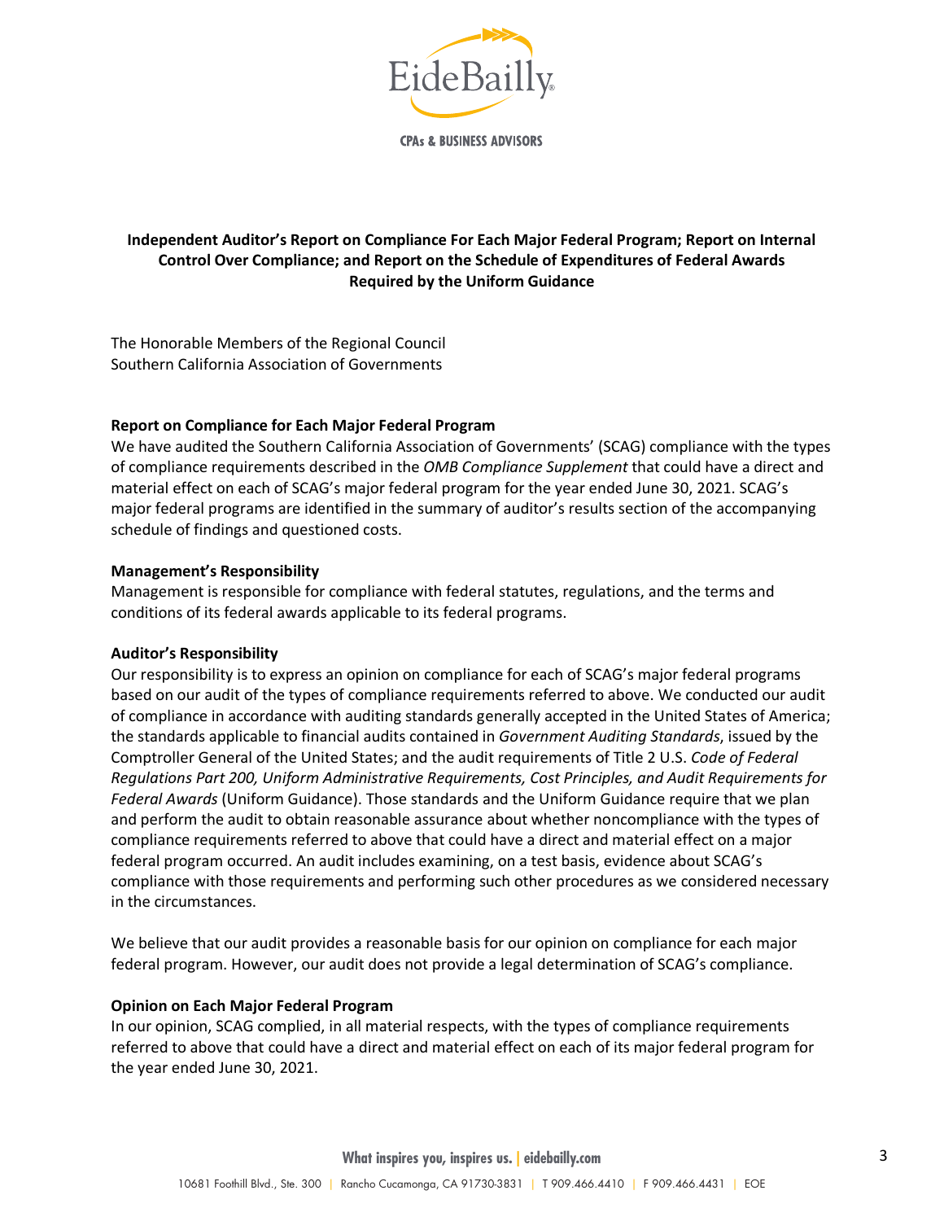## Independent Auditor's Report on Compliance For Each Major Federal Program; Report on Internal Control Over Compliance; and Report on the Schedule of Expenditures of Federal Awards Required by the Uniform Guidance

The Honorable Members of the Regional Council
Southern California Association of Governments

### Report on Compliance for Each Major Federal Program

We have audited the Southern California Association of Governments' (SCAG) compliance with the types of compliance requirements described in the *OMB Compliance Supplement* that could have a direct and material effect on each of SCAG's major federal program for the year ended June 30, 2021. SCAG's major federal programs are identified in the summary of auditor's results section of the accompanying schedule of findings and questioned costs.

### Management's Responsibility

Management is responsible for compliance with federal statutes, regulations, and the terms and conditions of its federal awards applicable to its federal programs.

### Auditor's Responsibility

Our responsibility is to express an opinion on compliance for each of SCAG's major federal programs based on our audit of the types of compliance requirements referred to above. We conducted our audit of compliance in accordance with auditing standards generally accepted in the United States of America; the standards applicable to financial audits contained in *Government Auditing Standards*, issued by the Comptroller General of the United States; and the audit requirements of Title 2 U.S. *Code of Federal Regulations Part 200, Uniform Administrative Requirements, Cost Principles, and Audit Requirements for Federal Awards* (Uniform Guidance). Those standards and the Uniform Guidance require that we plan and perform the audit to obtain reasonable assurance about whether noncompliance with the types of compliance requirements referred to above that could have a direct and material effect on a major federal program occurred. An audit includes examining, on a test basis, evidence about SCAG's compliance with those requirements and performing such other procedures as we considered necessary in the circumstances.

We believe that our audit provides a reasonable basis for our opinion on compliance for each major federal program. However, our audit does not provide a legal determination of SCAG's compliance.

### Opinion on Each Major Federal Program

In our opinion, SCAG complied, in all material respects, with the types of compliance requirements referred to above that could have a direct and material effect on each of its major federal program for the year ended June 30, 2021.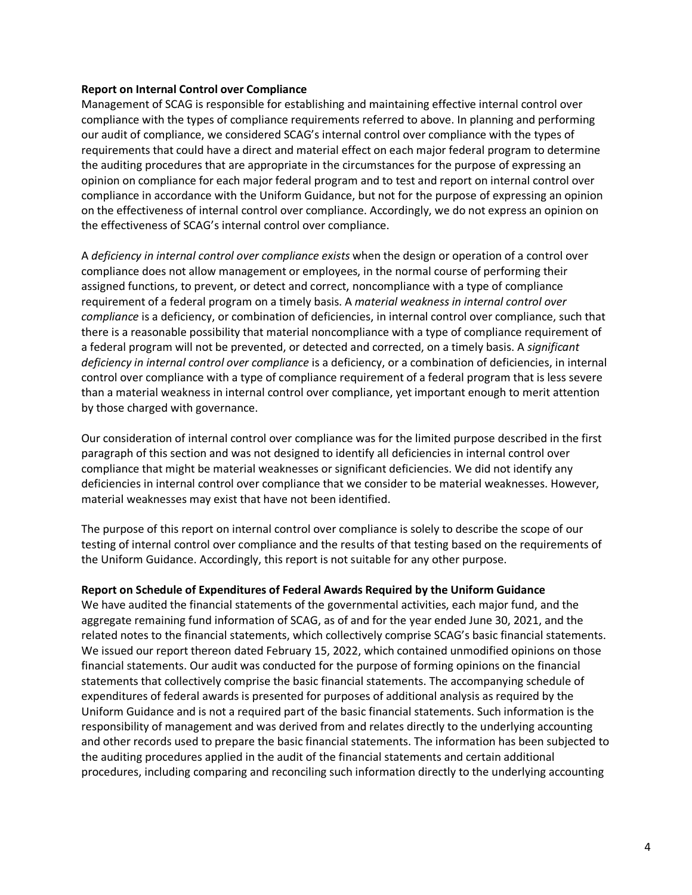**Report on Internal Control over Compliance**

Management of SCAG is responsible for establishing and maintaining effective internal control over compliance with the types of compliance requirements referred to above. In planning and performing our audit of compliance, we considered SCAG's internal control over compliance with the types of requirements that could have a direct and material effect on each major federal program to determine the auditing procedures that are appropriate in the circumstances for the purpose of expressing an opinion on compliance for each major federal program and to test and report on internal control over compliance in accordance with the Uniform Guidance, but not for the purpose of expressing an opinion on the effectiveness of internal control over compliance. Accordingly, we do not express an opinion on the effectiveness of SCAG's internal control over compliance.

A *deficiency in internal control over compliance exists* when the design or operation of a control over compliance does not allow management or employees, in the normal course of performing their assigned functions, to prevent, or detect and correct, noncompliance with a type of compliance requirement of a federal program on a timely basis. A *material weakness in internal control over compliance* is a deficiency, or combination of deficiencies, in internal control over compliance, such that there is a reasonable possibility that material noncompliance with a type of compliance requirement of a federal program will not be prevented, or detected and corrected, on a timely basis. A *significant deficiency in internal control over compliance* is a deficiency, or a combination of deficiencies, in internal control over compliance with a type of compliance requirement of a federal program that is less severe than a material weakness in internal control over compliance, yet important enough to merit attention by those charged with governance.

Our consideration of internal control over compliance was for the limited purpose described in the first paragraph of this section and was not designed to identify all deficiencies in internal control over compliance that might be material weaknesses or significant deficiencies. We did not identify any deficiencies in internal control over compliance that we consider to be material weaknesses. However, material weaknesses may exist that have not been identified.

The purpose of this report on internal control over compliance is solely to describe the scope of our testing of internal control over compliance and the results of that testing based on the requirements of the Uniform Guidance. Accordingly, this report is not suitable for any other purpose.

**Report on Schedule of Expenditures of Federal Awards Required by the Uniform Guidance**

We have audited the financial statements of the governmental activities, each major fund, and the aggregate remaining fund information of SCAG, as of and for the year ended June 30, 2021, and the related notes to the financial statements, which collectively comprise SCAG's basic financial statements. We issued our report thereon dated February 15, 2022, which contained unmodified opinions on those financial statements. Our audit was conducted for the purpose of forming opinions on the financial statements that collectively comprise the basic financial statements. The accompanying schedule of expenditures of federal awards is presented for purposes of additional analysis as required by the Uniform Guidance and is not a required part of the basic financial statements. Such information is the responsibility of management and was derived from and relates directly to the underlying accounting and other records used to prepare the basic financial statements. The information has been subjected to the auditing procedures applied in the audit of the financial statements and certain additional procedures, including comparing and reconciling such information directly to the underlying accounting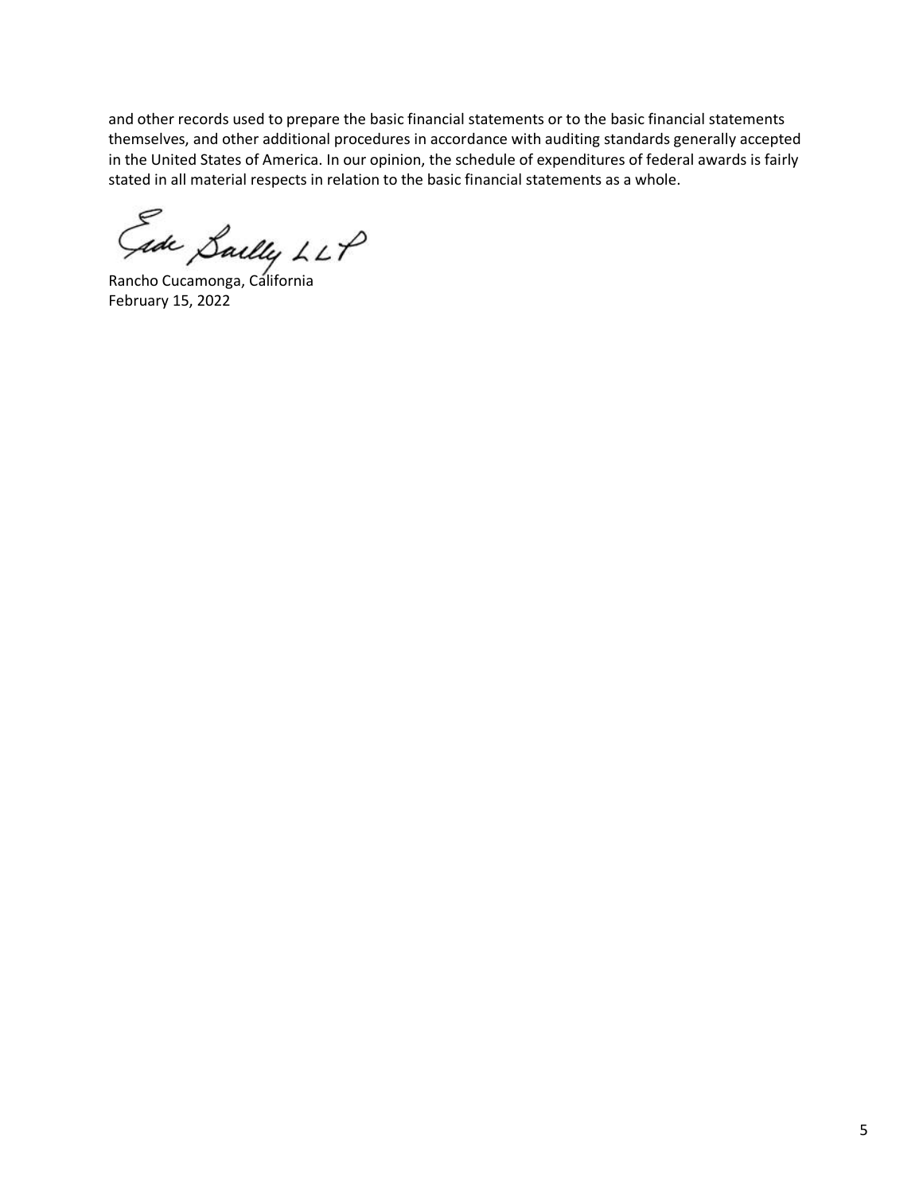and other records used to prepare the basic financial statements or to the basic financial statements themselves, and other additional procedures in accordance with auditing standards generally accepted in the United States of America. In our opinion, the schedule of expenditures of federal awards is fairly stated in all material respects in relation to the basic financial statements as a whole.

Eide Bailly LLP

Rancho Cucamonga, California
February 15, 2022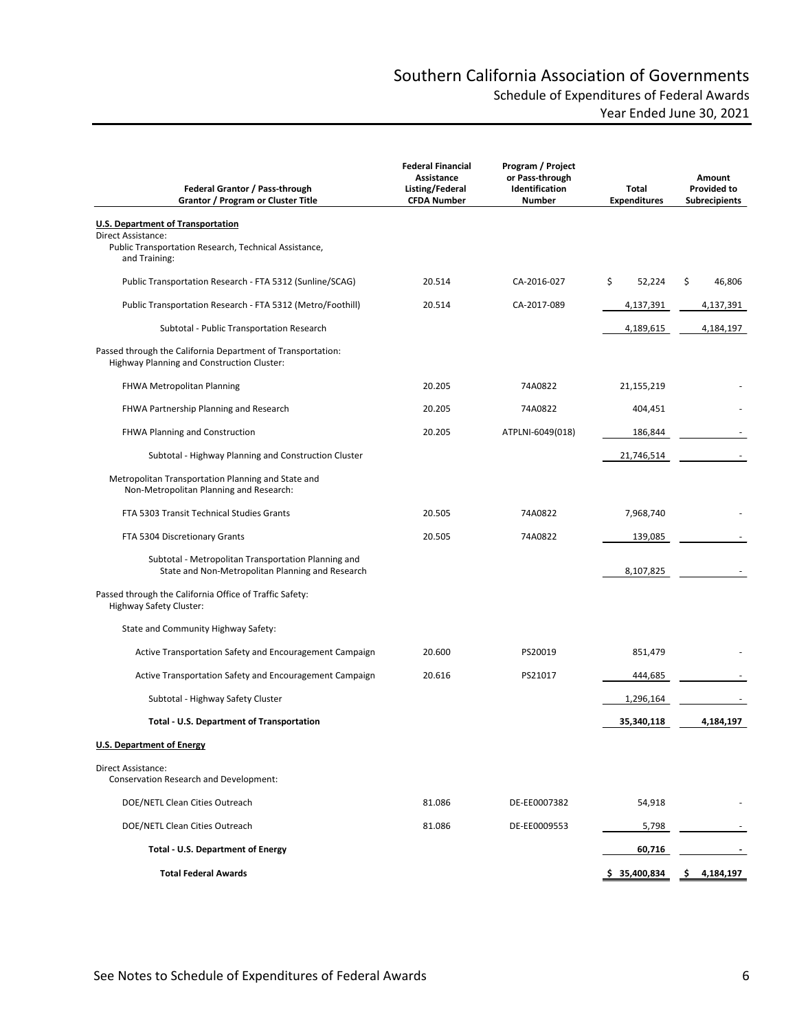# Southern California Association of Governments

## Schedule of Expenditures of Federal Awards

### Year Ended June 30, 2021

| Federal Grantor / Pass-through Grantor / Program or Cluster Title | Federal Financial Assistance Listing/Federal CFDA Number | Program / Project or Pass-through Identification Number | Total Expenditures | Amount Provided to Subrecipients |
|---|---|---|---|---|
| **U.S. Department of Transportation** | | | | |
| Direct Assistance: | | | | |
| Public Transportation Research, Technical Assistance, and Training: | | | | |
| Public Transportation Research - FTA 5312 (Sunline/SCAG) | 20.514 | CA-2016-027 | $ 52,224 | $ 46,806 |
| Public Transportation Research - FTA 5312 (Metro/Foothill) | 20.514 | CA-2017-089 | 4,137,391 | 4,137,391 |
| Subtotal - Public Transportation Research | | | 4,189,615 | 4,184,197 |
| Passed through the California Department of Transportation: Highway Planning and Construction Cluster: | | | | |
| FHWA Metropolitan Planning | 20.205 | 74A0822 | 21,155,219 | - |
| FHWA Partnership Planning and Research | 20.205 | 74A0822 | 404,451 | - |
| FHWA Planning and Construction | 20.205 | ATPLNI-6049(018) | 186,844 | - |
| Subtotal - Highway Planning and Construction Cluster | | | 21,746,514 | - |
| Metropolitan Transportation Planning and State and Non-Metropolitan Planning and Research: | | | | |
| FTA 5303 Transit Technical Studies Grants | 20.505 | 74A0822 | 7,968,740 | - |
| FTA 5304 Discretionary Grants | 20.505 | 74A0822 | 139,085 | - |
| Subtotal - Metropolitan Transportation Planning and State and Non-Metropolitan Planning and Research | | | 8,107,825 | - |
| Passed through the California Office of Traffic Safety: Highway Safety Cluster: | | | | |
| State and Community Highway Safety: | | | | |
| Active Transportation Safety and Encouragement Campaign | 20.600 | PS20019 | 851,479 | - |
| Active Transportation Safety and Encouragement Campaign | 20.616 | PS21017 | 444,685 | - |
| Subtotal - Highway Safety Cluster | | | 1,296,164 | - |
| **Total - U.S. Department of Transportation** | | | **35,340,118** | **4,184,197** |
| **U.S. Department of Energy** | | | | |
| Direct Assistance: Conservation Research and Development: | | | | |
| DOE/NETL Clean Cities Outreach | 81.086 | DE-EE0007382 | 54,918 | - |
| DOE/NETL Clean Cities Outreach | 81.086 | DE-EE0009553 | 5,798 | - |
| **Total - U.S. Department of Energy** | | | **60,716** | **-** |
| **Total Federal Awards** | | | **$ 35,400,834** | **$ 4,184,197** |

See Notes to Schedule of Expenditures of Federal Awards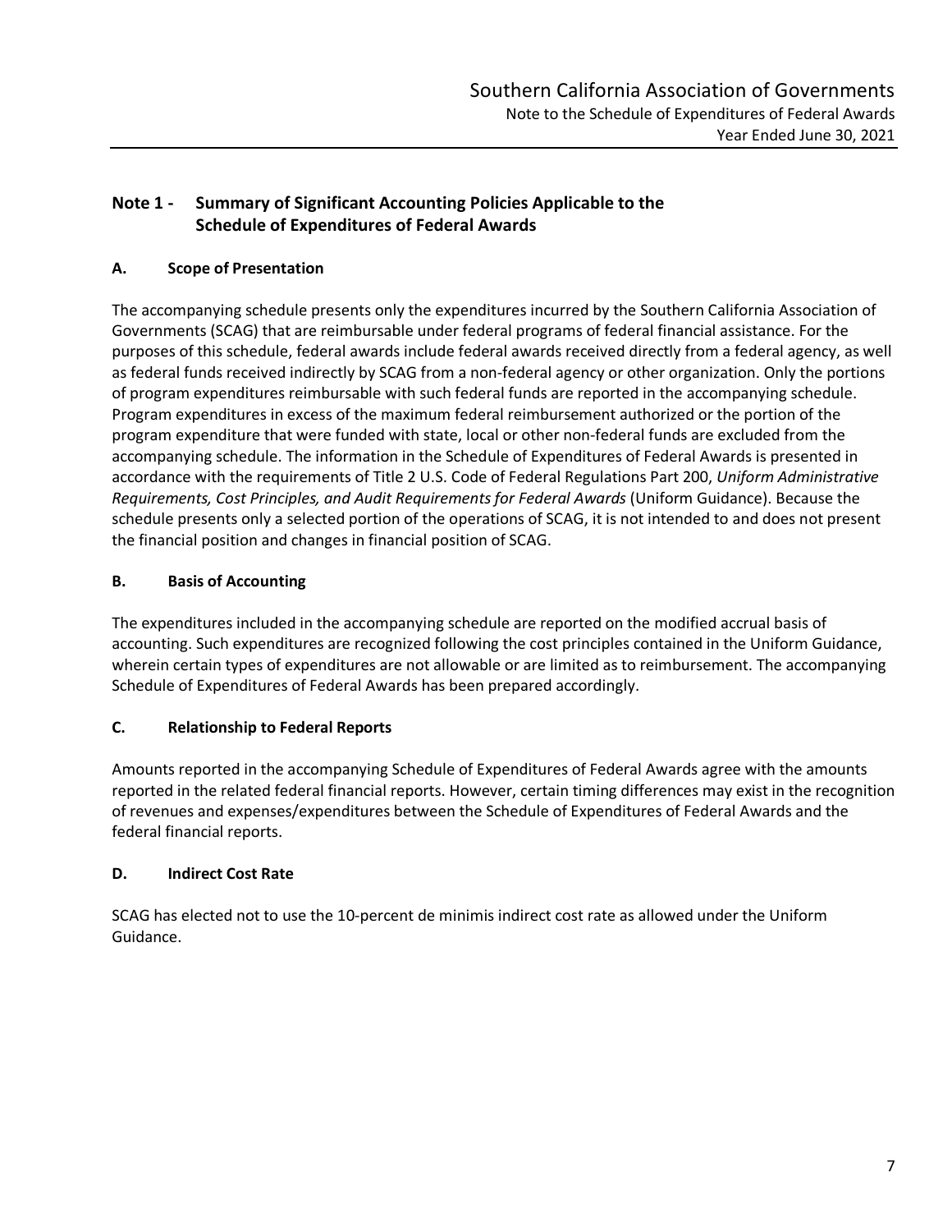## Note 1 - Summary of Significant Accounting Policies Applicable to the Schedule of Expenditures of Federal Awards

### A. Scope of Presentation

The accompanying schedule presents only the expenditures incurred by the Southern California Association of Governments (SCAG) that are reimbursable under federal programs of federal financial assistance. For the purposes of this schedule, federal awards include federal awards received directly from a federal agency, as well as federal funds received indirectly by SCAG from a non-federal agency or other organization. Only the portions of program expenditures reimbursable with such federal funds are reported in the accompanying schedule. Program expenditures in excess of the maximum federal reimbursement authorized or the portion of the program expenditure that were funded with state, local or other non-federal funds are excluded from the accompanying schedule. The information in the Schedule of Expenditures of Federal Awards is presented in accordance with the requirements of Title 2 U.S. Code of Federal Regulations Part 200, *Uniform Administrative Requirements, Cost Principles, and Audit Requirements for Federal Awards* (Uniform Guidance). Because the schedule presents only a selected portion of the operations of SCAG, it is not intended to and does not present the financial position and changes in financial position of SCAG.

### B. Basis of Accounting

The expenditures included in the accompanying schedule are reported on the modified accrual basis of accounting. Such expenditures are recognized following the cost principles contained in the Uniform Guidance, wherein certain types of expenditures are not allowable or are limited as to reimbursement. The accompanying Schedule of Expenditures of Federal Awards has been prepared accordingly.

### C. Relationship to Federal Reports

Amounts reported in the accompanying Schedule of Expenditures of Federal Awards agree with the amounts reported in the related federal financial reports. However, certain timing differences may exist in the recognition of revenues and expenses/expenditures between the Schedule of Expenditures of Federal Awards and the federal financial reports.

### D. Indirect Cost Rate

SCAG has elected not to use the 10-percent de minimis indirect cost rate as allowed under the Uniform Guidance.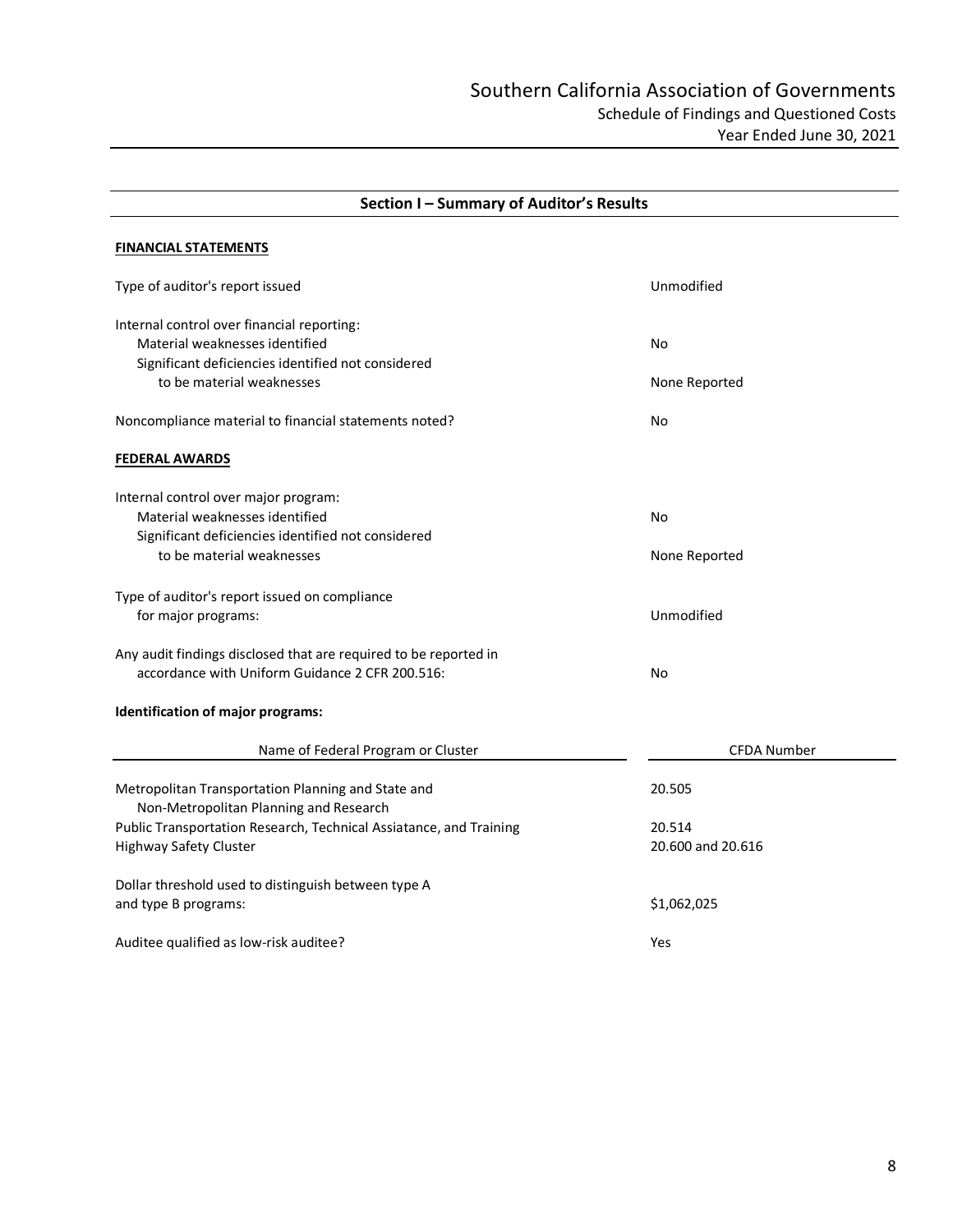# Southern California Association of Governments

## Schedule of Findings and Questioned Costs

Year Ended June 30, 2021

## Section I – Summary of Auditor's Results

**FINANCIAL STATEMENTS**

| | |
|---|---|
| Type of auditor's report issued | Unmodified |
| Internal control over financial reporting: | |
| Material weaknesses identified | No |
| Significant deficiencies identified not considered to be material weaknesses | None Reported |
| Noncompliance material to financial statements noted? | No |

**FEDERAL AWARDS**

| | |
|---|---|
| Internal control over major program: | |
| Material weaknesses identified | No |
| Significant deficiencies identified not considered to be material weaknesses | None Reported |
| Type of auditor's report issued on compliance for major programs: | Unmodified |
| Any audit findings disclosed that are required to be reported in accordance with Uniform Guidance 2 CFR 200.516: | No |

**Identification of major programs:**

| Name of Federal Program or Cluster | CFDA Number |
|---|---|
| Metropolitan Transportation Planning and State and Non-Metropolitan Planning and Research | 20.505 |
| Public Transportation Research, Technical Assiatance, and Training | 20.514 |
| Highway Safety Cluster | 20.600 and 20.616 |

| | |
|---|---|
| Dollar threshold used to distinguish between type A and type B programs: | $1,062,025 |
| Auditee qualified as low-risk auditee? | Yes |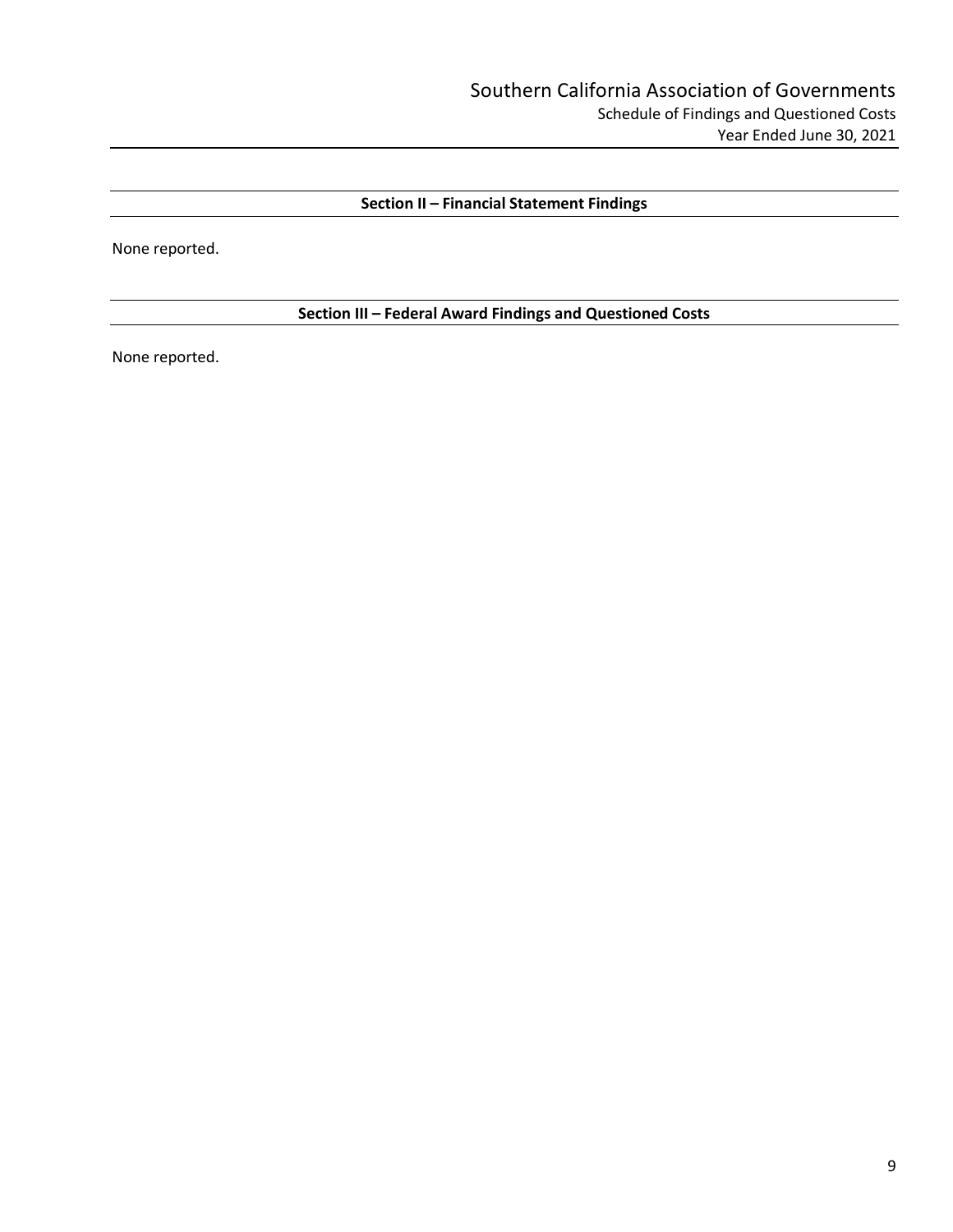## Section II – Financial Statement Findings

None reported.

## Section III – Federal Award Findings and Questioned Costs

None reported.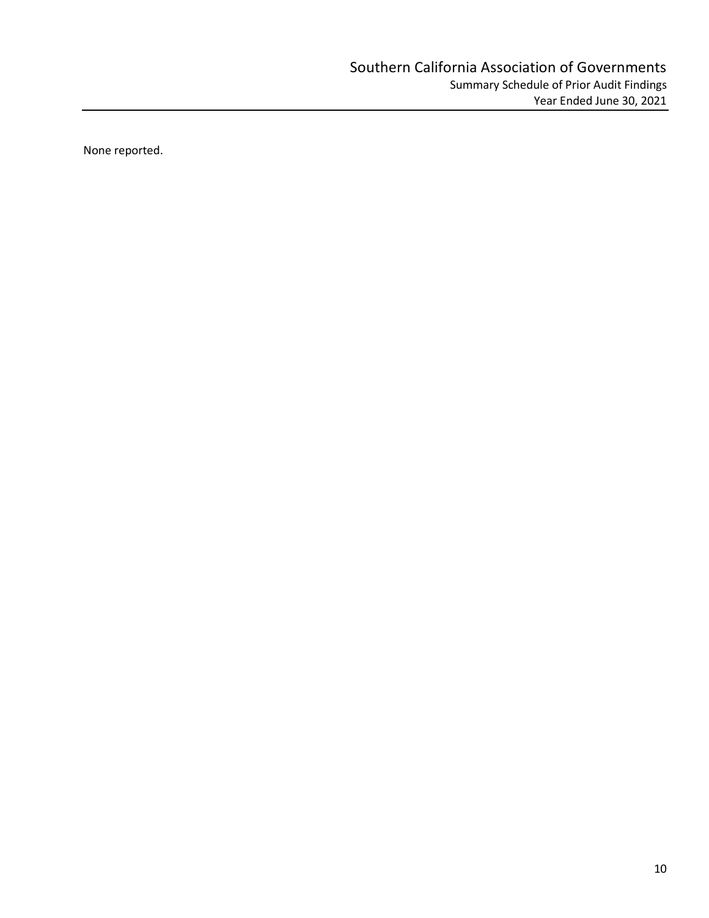# Southern California Association of Governments

## Summary Schedule of Prior Audit Findings

### Year Ended June 30, 2021

None reported.